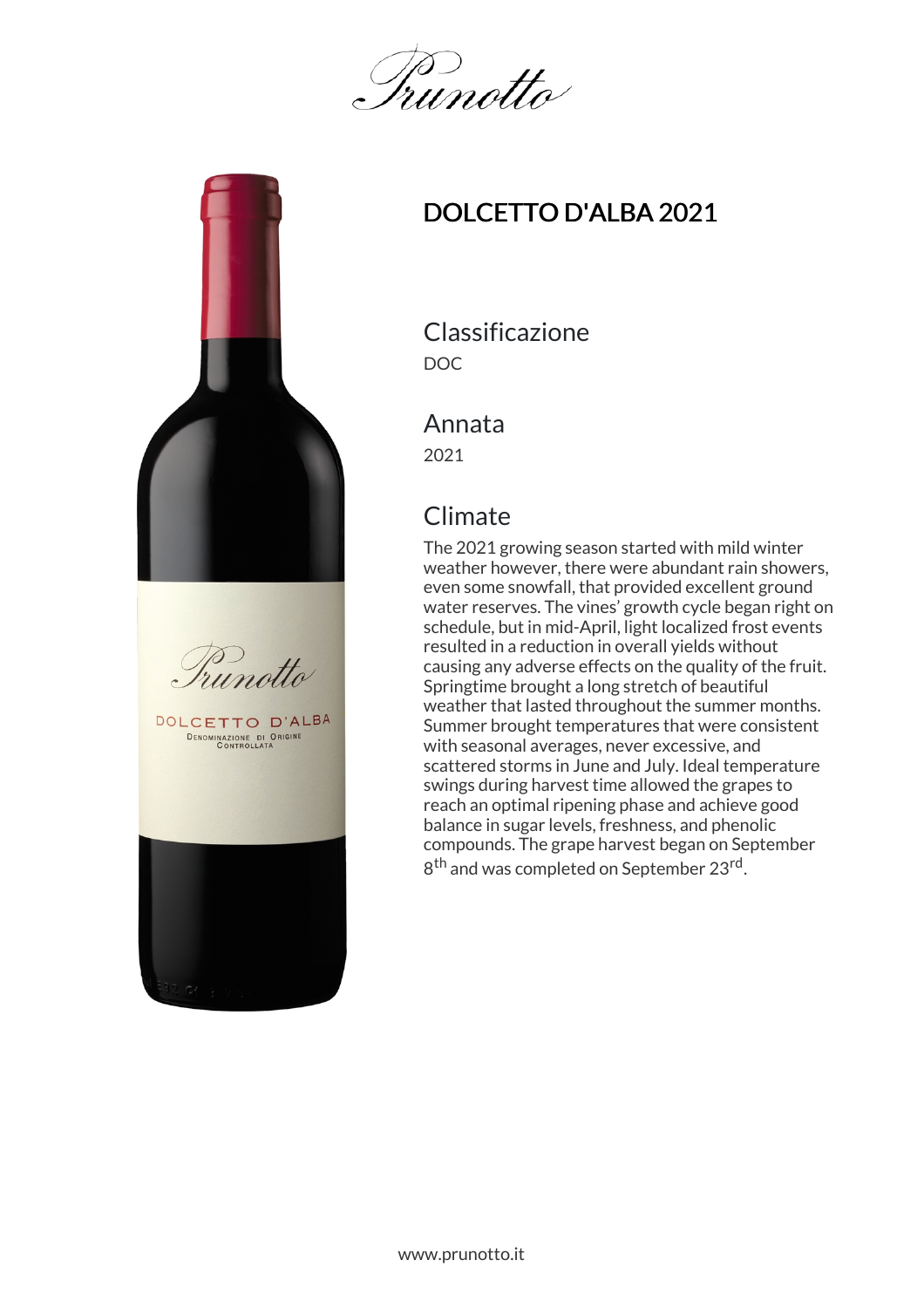Prunotto

# DOLCETTO D'ALBA 2021

## Classificazione

DOC

## Annata

2021

## Climate

The 2021 growing season started with mild winter weather however, there were abundant rain showers, even some snowfall, that provided excellent ground water reserves. The vines' growth cycle began right on schedule, but in mid-April, light localized frost events resulted in a reduction in overall yields without causing any adverse effects on the quality of the fruit. Springtime brought a long stretch of beautiful weather that lasted throughout the summer months. Summer brought temperatures that were consistent with seasonal averages, never excessive, and scattered storms in June and July. Ideal temperature swings during harvest time allowed the grapes to reach an optimal ripening phase and achieve good balance in sugar levels, freshness, and phenolic compounds. The grape harvest began on September 8th and was completed on September 23rd.

www.prunotto.it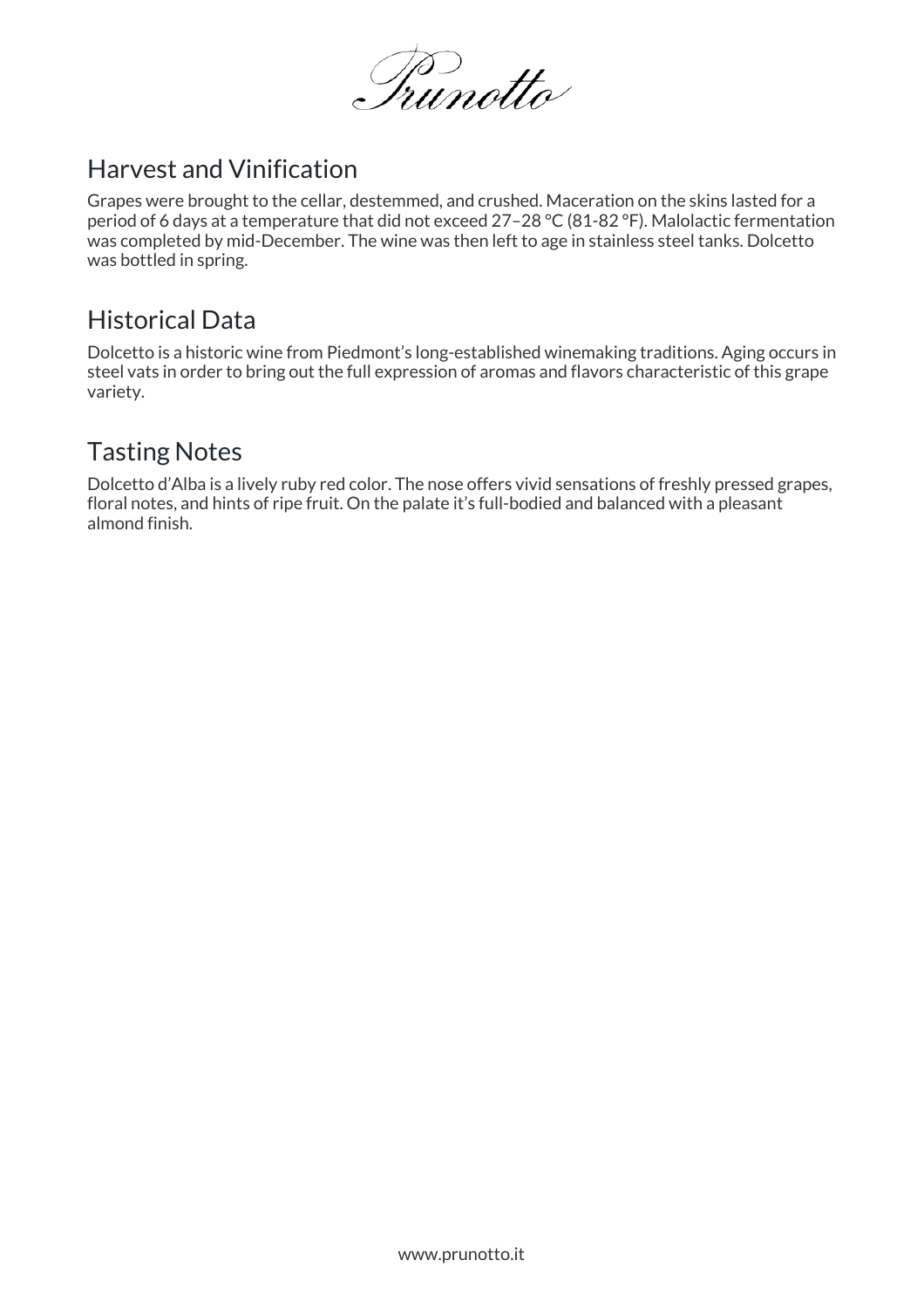## Harvest and Vinification

Grapes were brought to the cellar, destemmed, and crushed. Maceration on the skins lasted for a period of 6 days at a temperature that did not exceed 27–28 °C (81-82 °F). Malolactic fermentation was completed by mid-December. The wine was then left to age in stainless steel tanks. Dolcetto was bottled in spring.

## Historical Data

Dolcetto is a historic wine from Piedmont's long-established winemaking traditions. Aging occurs in steel vats in order to bring out the full expression of aromas and flavors characteristic of this grape variety.

## Tasting Notes

Dolcetto d'Alba is a lively ruby red color. The nose offers vivid sensations of freshly pressed grapes, floral notes, and hints of ripe fruit. On the palate it's full-bodied and balanced with a pleasant almond finish.